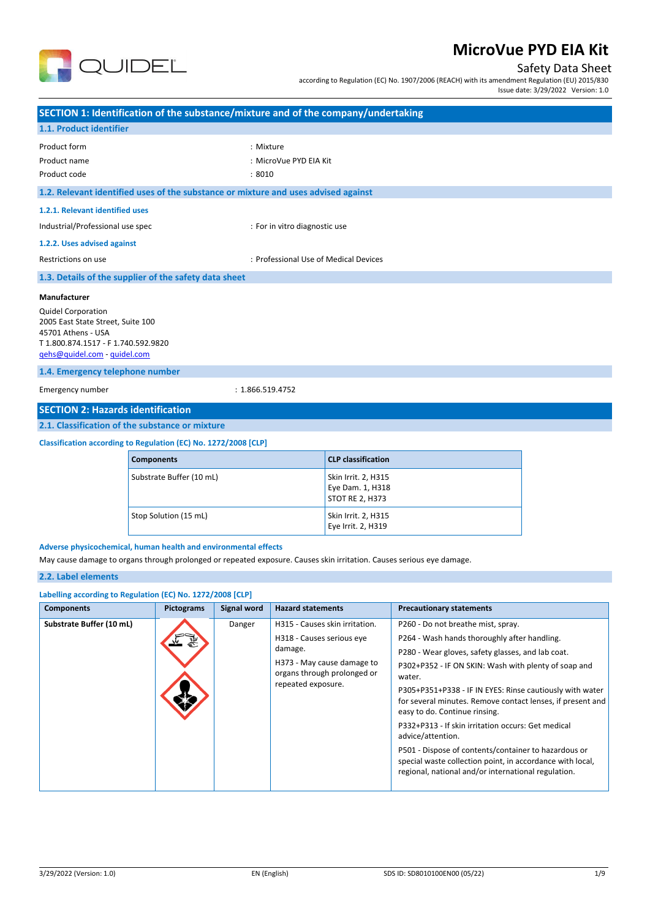# MicroVue PYD EIA Kit

Safety Data Sheet

according to Regulation (EC) No. 1907/2006 (REACH) with its amendment Regulation (EU) 2015/830

Issue date: 3/29/2022 Version: 1.0

## SECTION 1: Identification of the substance/mixture and of the company/undertaking

### 1.1. Product identifier

| | |
|---|---|
| Product form | : Mixture |
| Product name | : MicroVue PYD EIA Kit |
| Product code | : 8010 |

### 1.2. Relevant identified uses of the substance or mixture and uses advised against

#### 1.2.1. Relevant identified uses

| | |
|---|---|
| Industrial/Professional use spec | : For in vitro diagnostic use |

#### 1.2.2. Uses advised against

| | |
|---|---|
| Restrictions on use | : Professional Use of Medical Devices |

### 1.3. Details of the supplier of the safety data sheet

**Manufacturer**

Quidel Corporation
2005 East State Street, Suite 100
45701 Athens - USA
T 1.800.874.1517 - F 1.740.592.9820
qehs@quidel.com - quidel.com

### 1.4. Emergency telephone number

| | |
|---|---|
| Emergency number | : 1.866.519.4752 |

## SECTION 2: Hazards identification

### 2.1. Classification of the substance or mixture

**Classification according to Regulation (EC) No. 1272/2008 [CLP]**

| Components | CLP classification |
|---|---|
| Substrate Buffer (10 mL) | Skin Irrit. 2, H315<br>Eye Dam. 1, H318<br>STOT RE 2, H373 |
| Stop Solution (15 mL) | Skin Irrit. 2, H315<br>Eye Irrit. 2, H319 |

**Adverse physicochemical, human health and environmental effects**

May cause damage to organs through prolonged or repeated exposure. Causes skin irritation. Causes serious eye damage.

### 2.2. Label elements

**Labelling according to Regulation (EC) No. 1272/2008 [CLP]**

| Components | Pictograms | Signal word | Hazard statements | Precautionary statements |
|---|---|---|---|---|
| **Substrate Buffer (10 mL)** | | Danger | H315 - Causes skin irritation.<br>H318 - Causes serious eye damage.<br>H373 - May cause damage to organs through prolonged or repeated exposure. | P260 - Do not breathe mist, spray.<br>P264 - Wash hands thoroughly after handling.<br>P280 - Wear gloves, safety glasses, and lab coat.<br>P302+P352 - IF ON SKIN: Wash with plenty of soap and water.<br>P305+P351+P338 - IF IN EYES: Rinse cautiously with water for several minutes. Remove contact lenses, if present and easy to do. Continue rinsing.<br>P332+P313 - If skin irritation occurs: Get medical advice/attention.<br>P501 - Dispose of contents/container to hazardous or special waste collection point, in accordance with local, regional, national and/or international regulation. |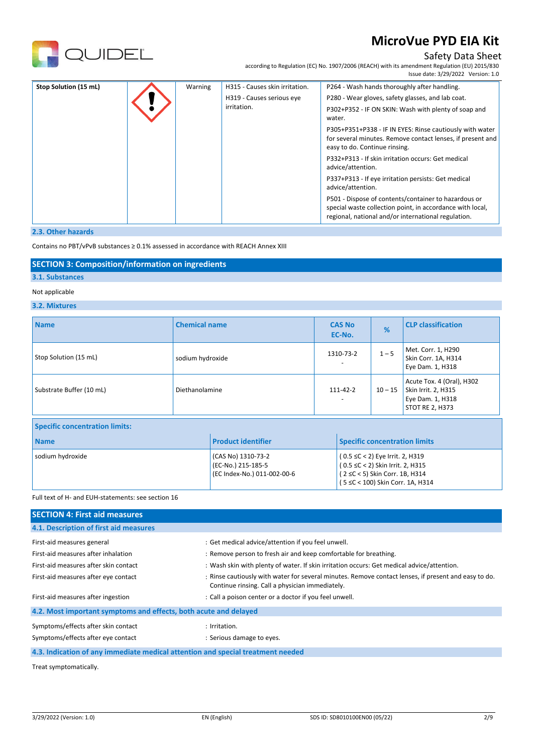| Stop Solution (15 mL) | | Warning | H315 - Causes skin irritation.<br>H319 - Causes serious eye irritation. | P264 - Wash hands thoroughly after handling.<br>P280 - Wear gloves, safety glasses, and lab coat.<br>P302+P352 - IF ON SKIN: Wash with plenty of soap and water.<br>P305+P351+P338 - IF IN EYES: Rinse cautiously with water for several minutes. Remove contact lenses, if present and easy to do. Continue rinsing.<br>P332+P313 - If skin irritation occurs: Get medical advice/attention.<br>P337+P313 - If eye irritation persists: Get medical advice/attention.<br>P501 - Dispose of contents/container to hazardous or special waste collection point, in accordance with local, regional, national and/or international regulation. |
|---|---|---|---|---|

### 2.3. Other hazards

Contains no PBT/vPvB substances ≥ 0.1% assessed in accordance with REACH Annex XIII

## SECTION 3: Composition/information on ingredients

### 3.1. Substances

Not applicable

### 3.2. Mixtures

| Name | Chemical name | CAS No<br>EC-No. | % | CLP classification |
|---|---|---|---|---|
| Stop Solution (15 mL) | sodium hydroxide | 1310-73-2<br>- | 1 – 5 | Met. Corr. 1, H290<br>Skin Corr. 1A, H314<br>Eye Dam. 1, H318 |
| Substrate Buffer (10 mL) | Diethanolamine | 111-42-2<br>- | 10 – 15 | Acute Tox. 4 (Oral), H302<br>Skin Irrit. 2, H315<br>Eye Dam. 1, H318<br>STOT RE 2, H373 |

**Specific concentration limits:**

| Name | Product identifier | Specific concentration limits |
|---|---|---|
| sodium hydroxide | (CAS No) 1310-73-2<br>(EC-No.) 215-185-5<br>(EC Index-No.) 011-002-00-6 | ( 0.5 ≤C < 2) Eye Irrit. 2, H319<br>( 0.5 ≤C < 2) Skin Irrit. 2, H315<br>( 2 ≤C < 5) Skin Corr. 1B, H314<br>( 5 ≤C < 100) Skin Corr. 1A, H314 |

Full text of H- and EUH-statements: see section 16

## SECTION 4: First aid measures

### 4.1. Description of first aid measures

| | |
|---|---|
| First-aid measures general | : Get medical advice/attention if you feel unwell. |
| First-aid measures after inhalation | : Remove person to fresh air and keep comfortable for breathing. |
| First-aid measures after skin contact | : Wash skin with plenty of water. If skin irritation occurs: Get medical advice/attention. |
| First-aid measures after eye contact | : Rinse cautiously with water for several minutes. Remove contact lenses, if present and easy to do. Continue rinsing. Call a physician immediately. |
| First-aid measures after ingestion | : Call a poison center or a doctor if you feel unwell. |

### 4.2. Most important symptoms and effects, both acute and delayed

| | |
|---|---|
| Symptoms/effects after skin contact | : Irritation. |
| Symptoms/effects after eye contact | : Serious damage to eyes. |

### 4.3. Indication of any immediate medical attention and special treatment needed

Treat symptomatically.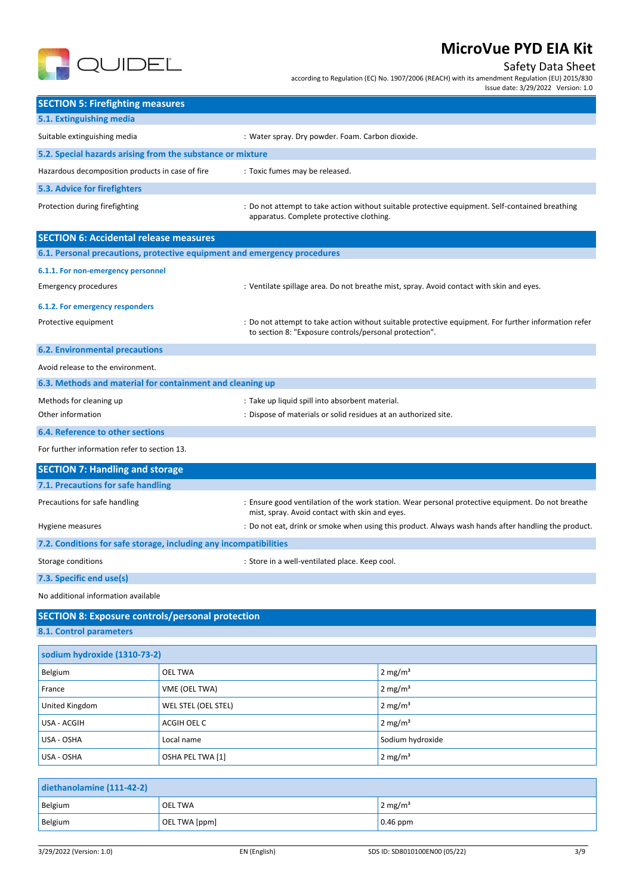## SECTION 5: Firefighting measures

### 5.1. Extinguishing media

Suitable extinguishing media : Water spray. Dry powder. Foam. Carbon dioxide.

### 5.2. Special hazards arising from the substance or mixture

Hazardous decomposition products in case of fire : Toxic fumes may be released.

### 5.3. Advice for firefighters

Protection during firefighting : Do not attempt to take action without suitable protective equipment. Self-contained breathing apparatus. Complete protective clothing.

## SECTION 6: Accidental release measures

### 6.1. Personal precautions, protective equipment and emergency procedures

#### 6.1.1. For non-emergency personnel

Emergency procedures : Ventilate spillage area. Do not breathe mist, spray. Avoid contact with skin and eyes.

#### 6.1.2. For emergency responders

Protective equipment : Do not attempt to take action without suitable protective equipment. For further information refer to section 8: "Exposure controls/personal protection".

### 6.2. Environmental precautions

Avoid release to the environment.

### 6.3. Methods and material for containment and cleaning up

Methods for cleaning up : Take up liquid spill into absorbent material.

Other information : Dispose of materials or solid residues at an authorized site.

### 6.4. Reference to other sections

For further information refer to section 13.

## SECTION 7: Handling and storage

### 7.1. Precautions for safe handling

Precautions for safe handling : Ensure good ventilation of the work station. Wear personal protective equipment. Do not breathe mist, spray. Avoid contact with skin and eyes.

Hygiene measures : Do not eat, drink or smoke when using this product. Always wash hands after handling the product.

### 7.2. Conditions for safe storage, including any incompatibilities

Storage conditions : Store in a well-ventilated place. Keep cool.

### 7.3. Specific end use(s)

No additional information available

## SECTION 8: Exposure controls/personal protection

### 8.1. Control parameters

| sodium hydroxide (1310-73-2) | | |
|---|---|---|
| Belgium | OEL TWA | 2 mg/m³ |
| France | VME (OEL TWA) | 2 mg/m³ |
| United Kingdom | WEL STEL (OEL STEL) | 2 mg/m³ |
| USA - ACGIH | ACGIH OEL C | 2 mg/m³ |
| USA - OSHA | Local name | Sodium hydroxide |
| USA - OSHA | OSHA PEL TWA [1] | 2 mg/m³ |

| diethanolamine (111-42-2) | | |
|---|---|---|
| Belgium | OEL TWA | 2 mg/m³ |
| Belgium | OEL TWA [ppm] | 0.46 ppm |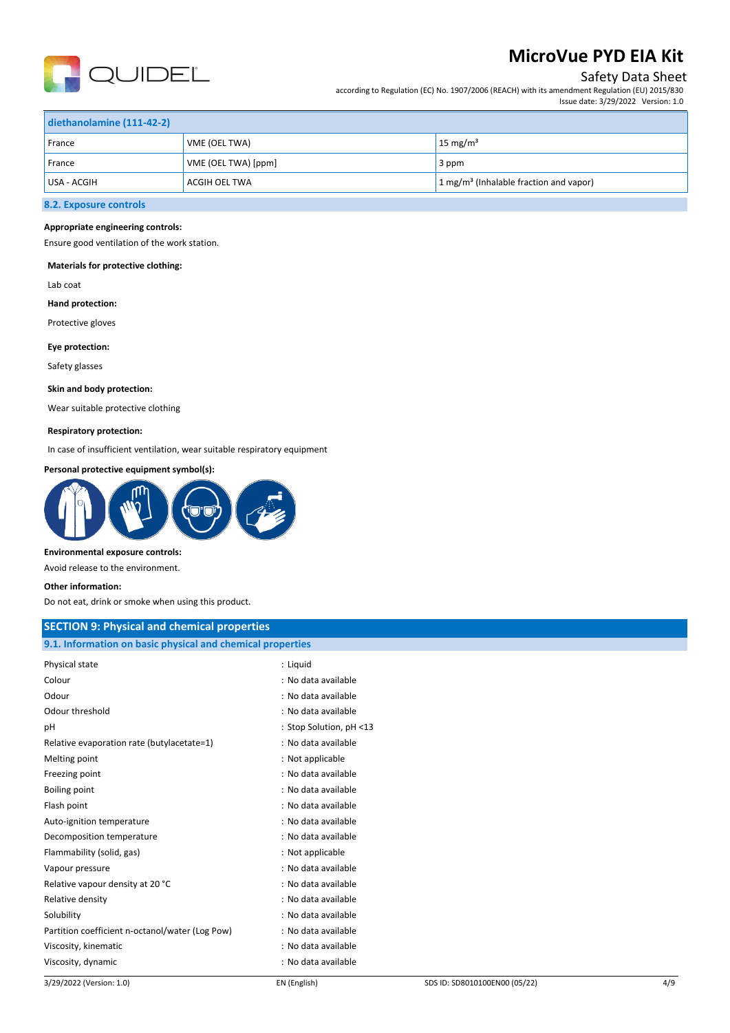| diethanolamine (111-42-2) | | |
|---|---|---|
| France | VME (OEL TWA) | 15 mg/m³ |
| France | VME (OEL TWA) [ppm] | 3 ppm |
| USA - ACGIH | ACGIH OEL TWA | 1 mg/m³ (Inhalable fraction and vapor) |

### 8.2. Exposure controls

**Appropriate engineering controls:**

Ensure good ventilation of the work station.

**Materials for protective clothing:**

Lab coat

**Hand protection:**

Protective gloves

**Eye protection:**

Safety glasses

**Skin and body protection:**

Wear suitable protective clothing

**Respiratory protection:**

In case of insufficient ventilation, wear suitable respiratory equipment

**Personal protective equipment symbol(s):**

**Environmental exposure controls:**

Avoid release to the environment.

**Other information:**

Do not eat, drink or smoke when using this product.

## SECTION 9: Physical and chemical properties

### 9.1. Information on basic physical and chemical properties

| | |
|---|---|
| Physical state | : Liquid |
| Colour | : No data available |
| Odour | : No data available |
| Odour threshold | : No data available |
| pH | : Stop Solution, pH <13 |
| Relative evaporation rate (butylacetate=1) | : No data available |
| Melting point | : Not applicable |
| Freezing point | : No data available |
| Boiling point | : No data available |
| Flash point | : No data available |
| Auto-ignition temperature | : No data available |
| Decomposition temperature | : No data available |
| Flammability (solid, gas) | : Not applicable |
| Vapour pressure | : No data available |
| Relative vapour density at 20 °C | : No data available |
| Relative density | : No data available |
| Solubility | : No data available |
| Partition coefficient n-octanol/water (Log Pow) | : No data available |
| Viscosity, kinematic | : No data available |
| Viscosity, dynamic | : No data available |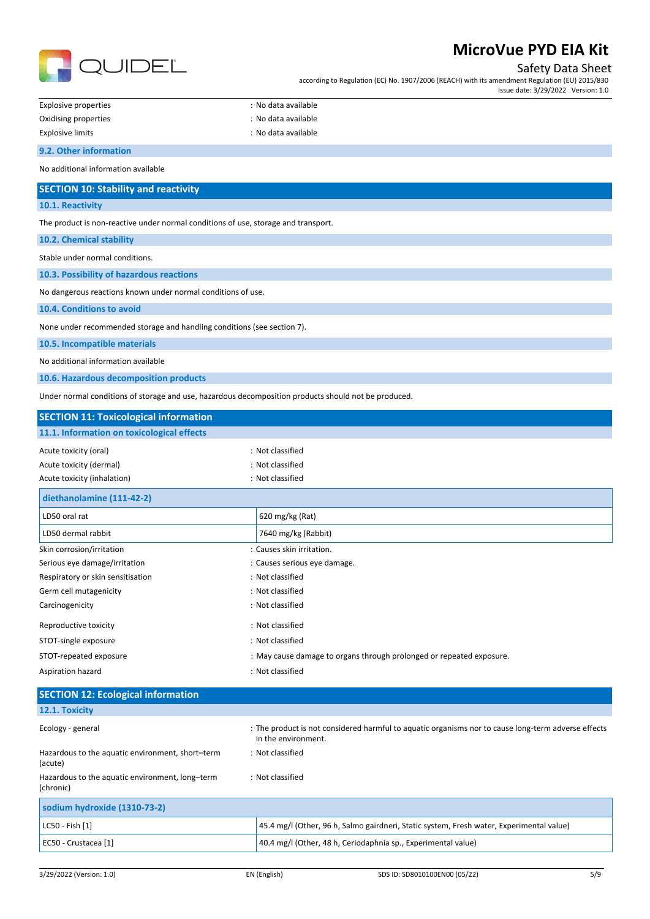| | |
|---|---|
| Explosive properties | : No data available |
| Oxidising properties | : No data available |
| Explosive limits | : No data available |

### 9.2. Other information

No additional information available

## SECTION 10: Stability and reactivity

### 10.1. Reactivity

The product is non-reactive under normal conditions of use, storage and transport.

### 10.2. Chemical stability

Stable under normal conditions.

### 10.3. Possibility of hazardous reactions

No dangerous reactions known under normal conditions of use.

### 10.4. Conditions to avoid

None under recommended storage and handling conditions (see section 7).

### 10.5. Incompatible materials

No additional information available

### 10.6. Hazardous decomposition products

Under normal conditions of storage and use, hazardous decomposition products should not be produced.

## SECTION 11: Toxicological information

### 11.1. Information on toxicological effects

| | |
|---|---|
| Acute toxicity (oral) | : Not classified |
| Acute toxicity (dermal) | : Not classified |
| Acute toxicity (inhalation) | : Not classified |

| diethanolamine (111-42-2) | |
|---|---|
| LD50 oral rat | 620 mg/kg (Rat) |
| LD50 dermal rabbit | 7640 mg/kg (Rabbit) |

| | |
|---|---|
| Skin corrosion/irritation | : Causes skin irritation. |
| Serious eye damage/irritation | : Causes serious eye damage. |
| Respiratory or skin sensitisation | : Not classified |
| Germ cell mutagenicity | : Not classified |
| Carcinogenicity | : Not classified |
| Reproductive toxicity | : Not classified |
| STOT-single exposure | : Not classified |
| STOT-repeated exposure | : May cause damage to organs through prolonged or repeated exposure. |
| Aspiration hazard | : Not classified |

## SECTION 12: Ecological information

### 12.1. Toxicity

| | |
|---|---|
| Ecology - general | : The product is not considered harmful to aquatic organisms nor to cause long-term adverse effects in the environment. |
| Hazardous to the aquatic environment, short–term (acute) | : Not classified |
| Hazardous to the aquatic environment, long–term (chronic) | : Not classified |

| sodium hydroxide (1310-73-2) | |
|---|---|
| LC50 - Fish [1] | 45.4 mg/l (Other, 96 h, Salmo gairdneri, Static system, Fresh water, Experimental value) |
| EC50 - Crustacea [1] | 40.4 mg/l (Other, 48 h, Ceriodaphnia sp., Experimental value) |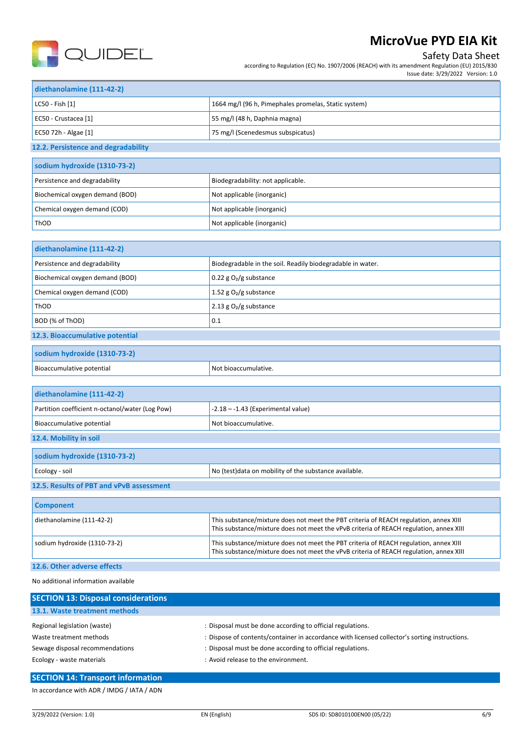| diethanolamine (111-42-2) | |
|---|---|
| LC50 - Fish [1] | 1664 mg/l (96 h, Pimephales promelas, Static system) |
| EC50 - Crustacea [1] | 55 mg/l (48 h, Daphnia magna) |
| EC50 72h - Algae [1] | 75 mg/l (Scenedesmus subspicatus) |

### 12.2. Persistence and degradability

| sodium hydroxide (1310-73-2) | |
|---|---|
| Persistence and degradability | Biodegradability: not applicable. |
| Biochemical oxygen demand (BOD) | Not applicable (inorganic) |
| Chemical oxygen demand (COD) | Not applicable (inorganic) |
| ThOD | Not applicable (inorganic) |

| diethanolamine (111-42-2) | |
|---|---|
| Persistence and degradability | Biodegradable in the soil. Readily biodegradable in water. |
| Biochemical oxygen demand (BOD) | 0.22 g $O_2$/g substance |
| Chemical oxygen demand (COD) | 1.52 g $O_2$/g substance |
| ThOD | 2.13 g $O_2$/g substance |
| BOD (% of ThOD) | 0.1 |

### 12.3. Bioaccumulative potential

| sodium hydroxide (1310-73-2) | |
|---|---|
| Bioaccumulative potential | Not bioaccumulative. |

| diethanolamine (111-42-2) | |
|---|---|
| Partition coefficient n-octanol/water (Log Pow) | -2.18 – -1.43 (Experimental value) |
| Bioaccumulative potential | Not bioaccumulative. |

### 12.4. Mobility in soil

| sodium hydroxide (1310-73-2) | |
|---|---|
| Ecology - soil | No (test)data on mobility of the substance available. |

### 12.5. Results of PBT and vPvB assessment

| Component | |
|---|---|
| diethanolamine (111-42-2) | This substance/mixture does not meet the PBT criteria of REACH regulation, annex XIII<br>This substance/mixture does not meet the vPvB criteria of REACH regulation, annex XIII |
| sodium hydroxide (1310-73-2) | This substance/mixture does not meet the PBT criteria of REACH regulation, annex XIII<br>This substance/mixture does not meet the vPvB criteria of REACH regulation, annex XIII |

### 12.6. Other adverse effects

No additional information available

## SECTION 13: Disposal considerations

### 13.1. Waste treatment methods

Regional legislation (waste) : Disposal must be done according to official regulations.

Waste treatment methods : Dispose of contents/container in accordance with licensed collector's sorting instructions.

Sewage disposal recommendations : Disposal must be done according to official regulations.

Ecology - waste materials : Avoid release to the environment.

## SECTION 14: Transport information

In accordance with ADR / IMDG / IATA / ADN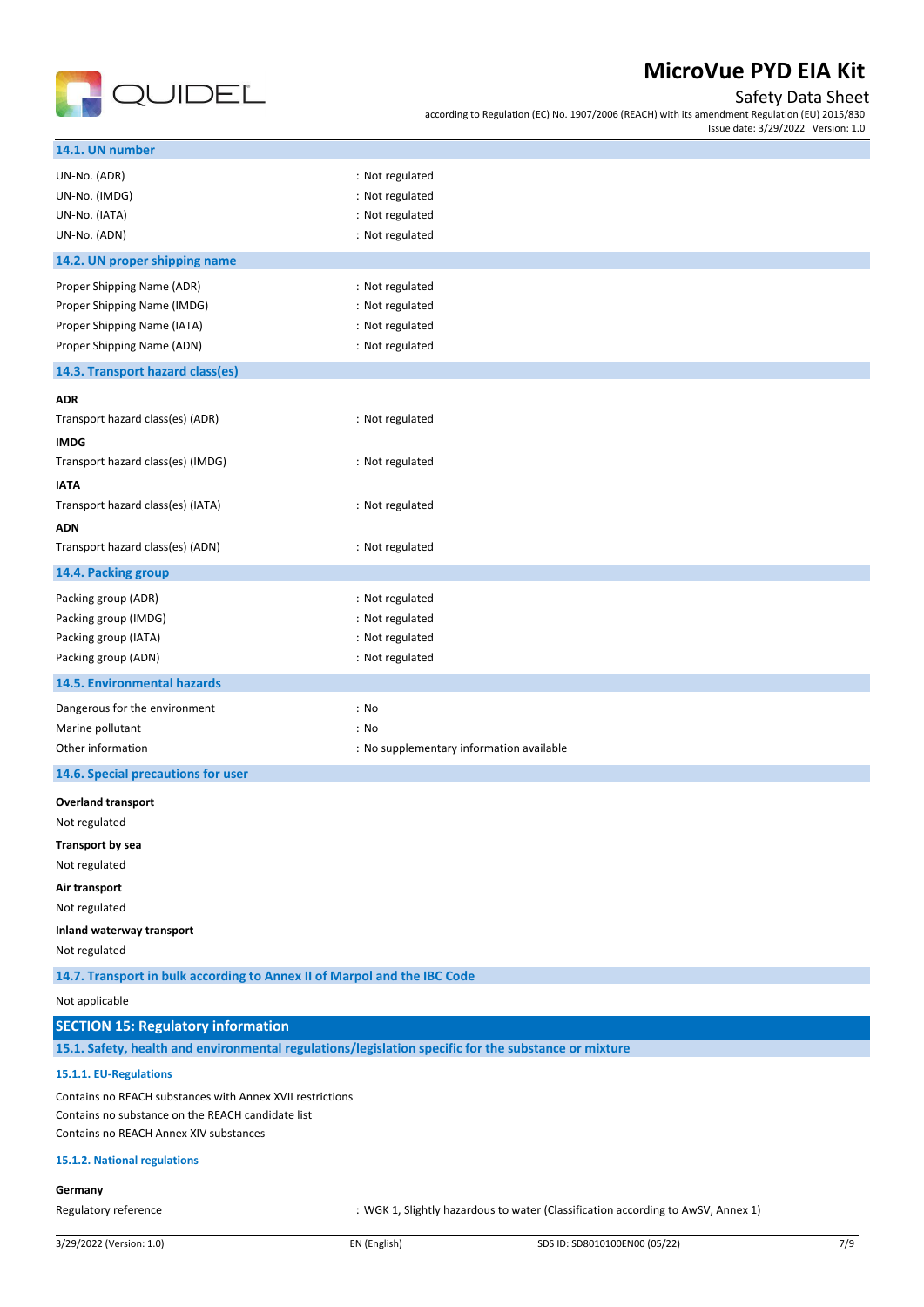### 14.1. UN number

| | |
|---|---|
| UN-No. (ADR) | : Not regulated |
| UN-No. (IMDG) | : Not regulated |
| UN-No. (IATA) | : Not regulated |
| UN-No. (ADN) | : Not regulated |

### 14.2. UN proper shipping name

| | |
|---|---|
| Proper Shipping Name (ADR) | : Not regulated |
| Proper Shipping Name (IMDG) | : Not regulated |
| Proper Shipping Name (IATA) | : Not regulated |
| Proper Shipping Name (ADN) | : Not regulated |

### 14.3. Transport hazard class(es)

**ADR**

Transport hazard class(es) (ADR) : Not regulated

**IMDG**

Transport hazard class(es) (IMDG) : Not regulated

**IATA**

Transport hazard class(es) (IATA) : Not regulated

**ADN**

Transport hazard class(es) (ADN) : Not regulated

### 14.4. Packing group

| | |
|---|---|
| Packing group (ADR) | : Not regulated |
| Packing group (IMDG) | : Not regulated |
| Packing group (IATA) | : Not regulated |
| Packing group (ADN) | : Not regulated |

### 14.5. Environmental hazards

| | |
|---|---|
| Dangerous for the environment | : No |
| Marine pollutant | : No |
| Other information | : No supplementary information available |

### 14.6. Special precautions for user

**Overland transport**

Not regulated

**Transport by sea**

Not regulated

**Air transport**

Not regulated

**Inland waterway transport**

Not regulated

### 14.7. Transport in bulk according to Annex II of Marpol and the IBC Code

Not applicable

## SECTION 15: Regulatory information

### 15.1. Safety, health and environmental regulations/legislation specific for the substance or mixture

#### 15.1.1. EU-Regulations

Contains no REACH substances with Annex XVII restrictions
Contains no substance on the REACH candidate list
Contains no REACH Annex XIV substances

#### 15.1.2. National regulations

**Germany**

Regulatory reference : WGK 1, Slightly hazardous to water (Classification according to AwSV, Annex 1)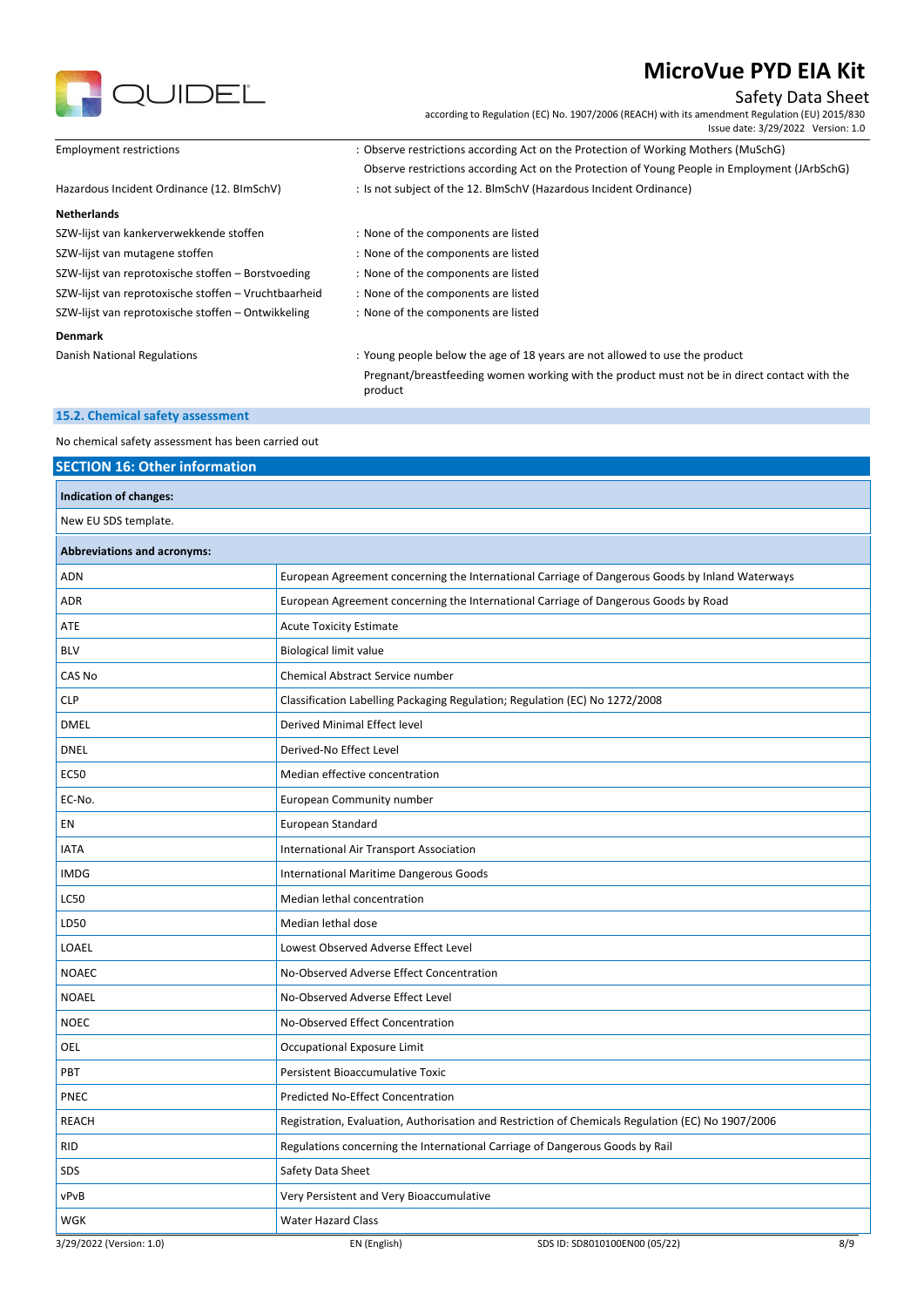| | |
|---|---|
| Employment restrictions | : Observe restrictions according Act on the Protection of Working Mothers (MuSchG) |
| | Observe restrictions according Act on the Protection of Young People in Employment (JArbSchG) |
| Hazardous Incident Ordinance (12. BImSchV) | : Is not subject of the 12. BlmSchV (Hazardous Incident Ordinance) |

**Netherlands**

| | |
|---|---|
| SZW-lijst van kankerverwekkende stoffen | : None of the components are listed |
| SZW-lijst van mutagene stoffen | : None of the components are listed |
| SZW-lijst van reprotoxische stoffen – Borstvoeding | : None of the components are listed |
| SZW-lijst van reprotoxische stoffen – Vruchtbaarheid | : None of the components are listed |
| SZW-lijst van reprotoxische stoffen – Ontwikkeling | : None of the components are listed |

**Denmark**

| | |
|---|---|
| Danish National Regulations | : Young people below the age of 18 years are not allowed to use the product |
| | Pregnant/breastfeeding women working with the product must not be in direct contact with the product |

### 15.2. Chemical safety assessment

No chemical safety assessment has been carried out

## SECTION 16: Other information

**Indication of changes:**

New EU SDS template.

**Abbreviations and acronyms:**

| | |
|---|---|
| ADN | European Agreement concerning the International Carriage of Dangerous Goods by Inland Waterways |
| ADR | European Agreement concerning the International Carriage of Dangerous Goods by Road |
| ATE | Acute Toxicity Estimate |
| BLV | Biological limit value |
| CAS No | Chemical Abstract Service number |
| CLP | Classification Labelling Packaging Regulation; Regulation (EC) No 1272/2008 |
| DMEL | Derived Minimal Effect level |
| DNEL | Derived-No Effect Level |
| EC50 | Median effective concentration |
| EC-No. | European Community number |
| EN | European Standard |
| IATA | International Air Transport Association |
| IMDG | International Maritime Dangerous Goods |
| LC50 | Median lethal concentration |
| LD50 | Median lethal dose |
| LOAEL | Lowest Observed Adverse Effect Level |
| NOAEC | No-Observed Adverse Effect Concentration |
| NOAEL | No-Observed Adverse Effect Level |
| NOEC | No-Observed Effect Concentration |
| OEL | Occupational Exposure Limit |
| PBT | Persistent Bioaccumulative Toxic |
| PNEC | Predicted No-Effect Concentration |
| REACH | Registration, Evaluation, Authorisation and Restriction of Chemicals Regulation (EC) No 1907/2006 |
| RID | Regulations concerning the International Carriage of Dangerous Goods by Rail |
| SDS | Safety Data Sheet |
| vPvB | Very Persistent and Very Bioaccumulative |
| WGK | Water Hazard Class |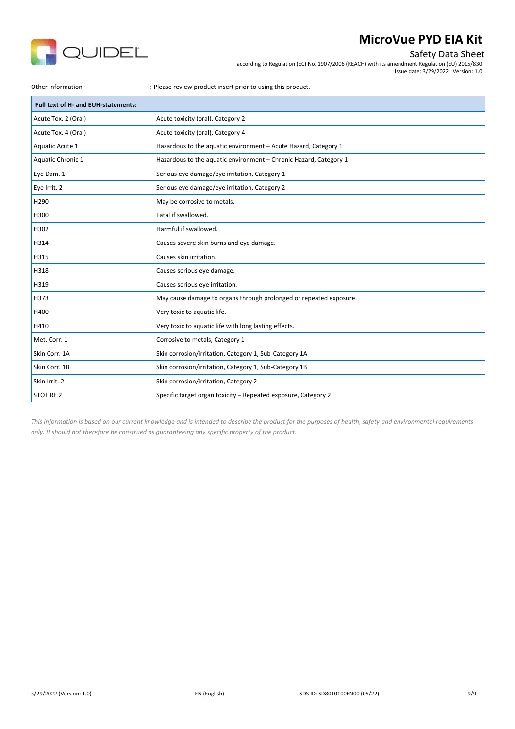Other information : Please review product insert prior to using this product.

| Full text of H- and EUH-statements: | |
|---|---|
| Acute Tox. 2 (Oral) | Acute toxicity (oral), Category 2 |
| Acute Tox. 4 (Oral) | Acute toxicity (oral), Category 4 |
| Aquatic Acute 1 | Hazardous to the aquatic environment – Acute Hazard, Category 1 |
| Aquatic Chronic 1 | Hazardous to the aquatic environment – Chronic Hazard, Category 1 |
| Eye Dam. 1 | Serious eye damage/eye irritation, Category 1 |
| Eye Irrit. 2 | Serious eye damage/eye irritation, Category 2 |
| H290 | May be corrosive to metals. |
| H300 | Fatal if swallowed. |
| H302 | Harmful if swallowed. |
| H314 | Causes severe skin burns and eye damage. |
| H315 | Causes skin irritation. |
| H318 | Causes serious eye damage. |
| H319 | Causes serious eye irritation. |
| H373 | May cause damage to organs through prolonged or repeated exposure. |
| H400 | Very toxic to aquatic life. |
| H410 | Very toxic to aquatic life with long lasting effects. |
| Met. Corr. 1 | Corrosive to metals, Category 1 |
| Skin Corr. 1A | Skin corrosion/irritation, Category 1, Sub-Category 1A |
| Skin Corr. 1B | Skin corrosion/irritation, Category 1, Sub-Category 1B |
| Skin Irrit. 2 | Skin corrosion/irritation, Category 2 |
| STOT RE 2 | Specific target organ toxicity – Repeated exposure, Category 2 |

*This information is based on our current knowledge and is intended to describe the product for the purposes of health, safety and environmental requirements only. It should not therefore be construed as guaranteeing any specific property of the product.*